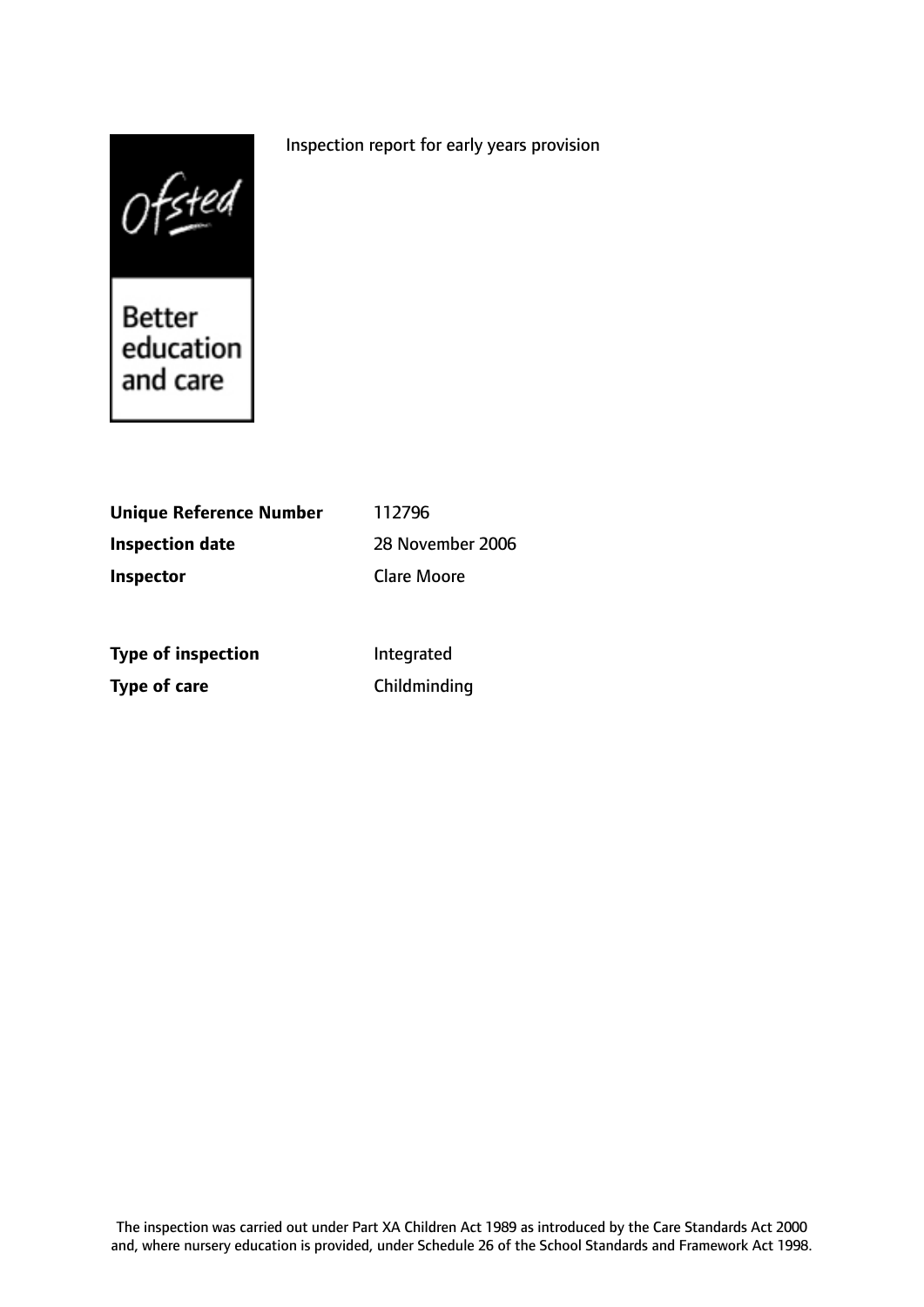Ofsted

Better education and care

Inspection report for early years provision

| | |
|---|---|
| **Unique Reference Number** | 112796 |
| **Inspection date** | 28 November 2006 |
| **Inspector** | Clare Moore |
| | |
| **Type of inspection** | Integrated |
| **Type of care** | Childminding |

The inspection was carried out under Part XA Children Act 1989 as introduced by the Care Standards Act 2000 and, where nursery education is provided, under Schedule 26 of the School Standards and Framework Act 1998.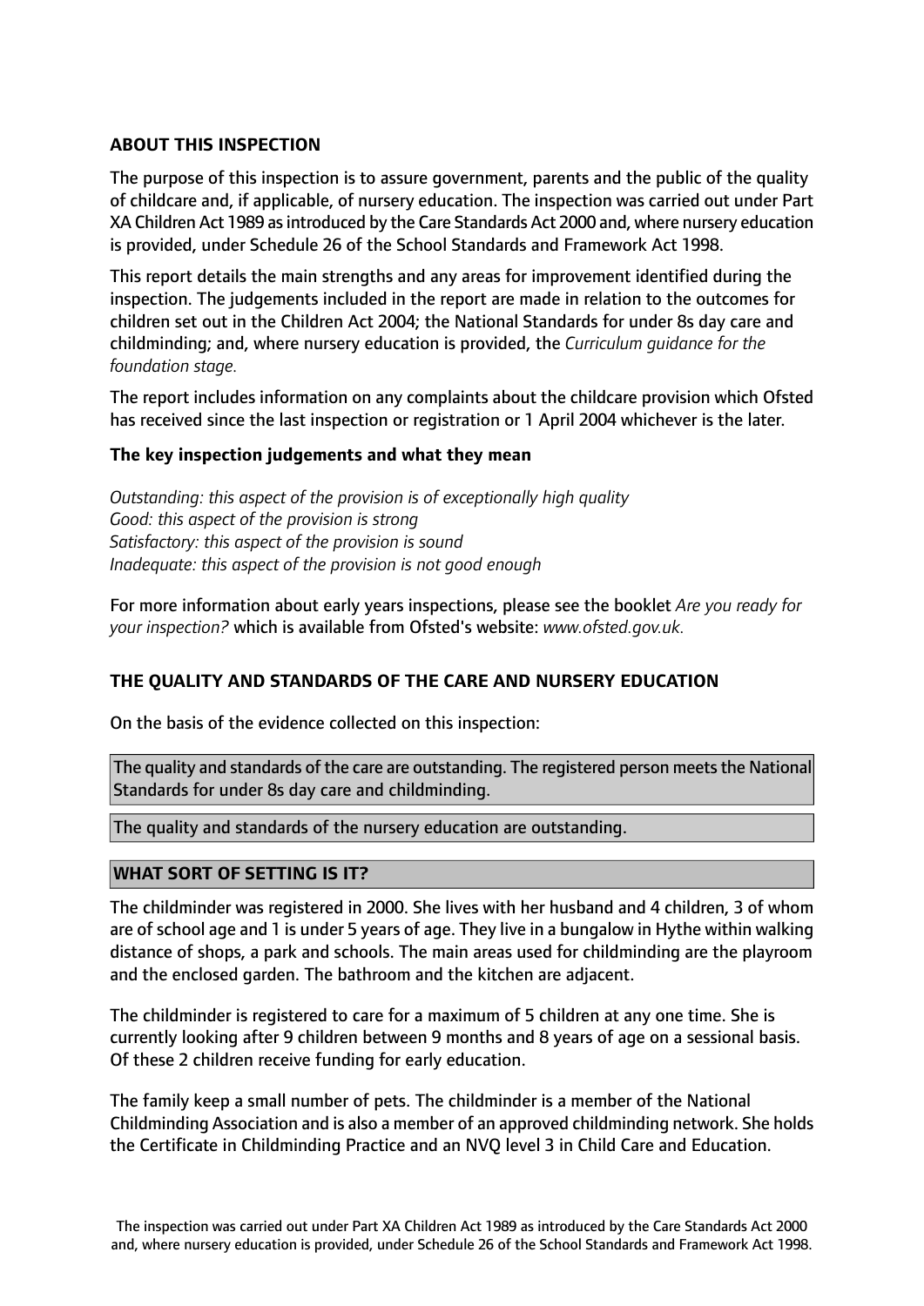**ABOUT THIS INSPECTION**

The purpose of this inspection is to assure government, parents and the public of the quality of childcare and, if applicable, of nursery education. The inspection was carried out under Part XA Children Act 1989 as introduced by the Care Standards Act 2000 and, where nursery education is provided, under Schedule 26 of the School Standards and Framework Act 1998.

This report details the main strengths and any areas for improvement identified during the inspection. The judgements included in the report are made in relation to the outcomes for children set out in the Children Act 2004; the National Standards for under 8s day care and childminding; and, where nursery education is provided, the *Curriculum guidance for the foundation stage.*

The report includes information on any complaints about the childcare provision which Ofsted has received since the last inspection or registration or 1 April 2004 whichever is the later.

**The key inspection judgements and what they mean**

*Outstanding: this aspect of the provision is of exceptionally high quality*
*Good: this aspect of the provision is strong*
*Satisfactory: this aspect of the provision is sound*
*Inadequate: this aspect of the provision is not good enough*

For more information about early years inspections, please see the booklet *Are you ready for your inspection?* which is available from Ofsted's website: *www.ofsted.gov.uk.*

**THE QUALITY AND STANDARDS OF THE CARE AND NURSERY EDUCATION**

On the basis of the evidence collected on this inspection:

The quality and standards of the care are outstanding. The registered person meets the National Standards for under 8s day care and childminding.

The quality and standards of the nursery education are outstanding.

**WHAT SORT OF SETTING IS IT?**

The childminder was registered in 2000. She lives with her husband and 4 children, 3 of whom are of school age and 1 is under 5 years of age. They live in a bungalow in Hythe within walking distance of shops, a park and schools. The main areas used for childminding are the playroom and the enclosed garden. The bathroom and the kitchen are adjacent.

The childminder is registered to care for a maximum of 5 children at any one time. She is currently looking after 9 children between 9 months and 8 years of age on a sessional basis. Of these 2 children receive funding for early education.

The family keep a small number of pets. The childminder is a member of the National Childminding Association and is also a member of an approved childminding network. She holds the Certificate in Childminding Practice and an NVQ level 3 in Child Care and Education.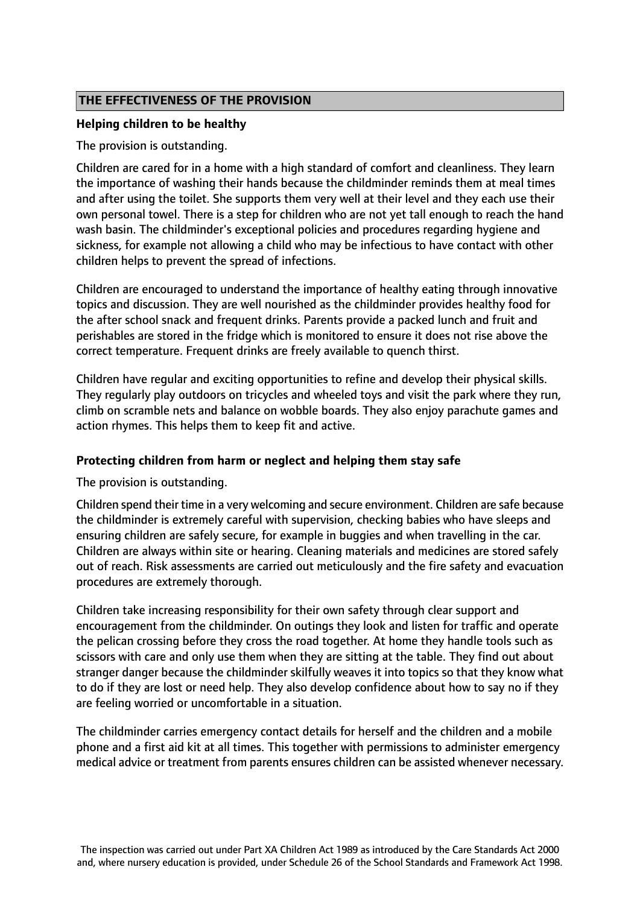## THE EFFECTIVENESS OF THE PROVISION

### Helping children to be healthy

The provision is outstanding.

Children are cared for in a home with a high standard of comfort and cleanliness. They learn the importance of washing their hands because the childminder reminds them at meal times and after using the toilet. She supports them very well at their level and they each use their own personal towel. There is a step for children who are not yet tall enough to reach the hand wash basin. The childminder's exceptional policies and procedures regarding hygiene and sickness, for example not allowing a child who may be infectious to have contact with other children helps to prevent the spread of infections.

Children are encouraged to understand the importance of healthy eating through innovative topics and discussion. They are well nourished as the childminder provides healthy food for the after school snack and frequent drinks. Parents provide a packed lunch and fruit and perishables are stored in the fridge which is monitored to ensure it does not rise above the correct temperature. Frequent drinks are freely available to quench thirst.

Children have regular and exciting opportunities to refine and develop their physical skills. They regularly play outdoors on tricycles and wheeled toys and visit the park where they run, climb on scramble nets and balance on wobble boards. They also enjoy parachute games and action rhymes. This helps them to keep fit and active.

### Protecting children from harm or neglect and helping them stay safe

The provision is outstanding.

Children spend their time in a very welcoming and secure environment. Children are safe because the childminder is extremely careful with supervision, checking babies who have sleeps and ensuring children are safely secure, for example in buggies and when travelling in the car. Children are always within site or hearing. Cleaning materials and medicines are stored safely out of reach. Risk assessments are carried out meticulously and the fire safety and evacuation procedures are extremely thorough.

Children take increasing responsibility for their own safety through clear support and encouragement from the childminder. On outings they look and listen for traffic and operate the pelican crossing before they cross the road together. At home they handle tools such as scissors with care and only use them when they are sitting at the table. They find out about stranger danger because the childminder skilfully weaves it into topics so that they know what to do if they are lost or need help. They also develop confidence about how to say no if they are feeling worried or uncomfortable in a situation.

The childminder carries emergency contact details for herself and the children and a mobile phone and a first aid kit at all times. This together with permissions to administer emergency medical advice or treatment from parents ensures children can be assisted whenever necessary.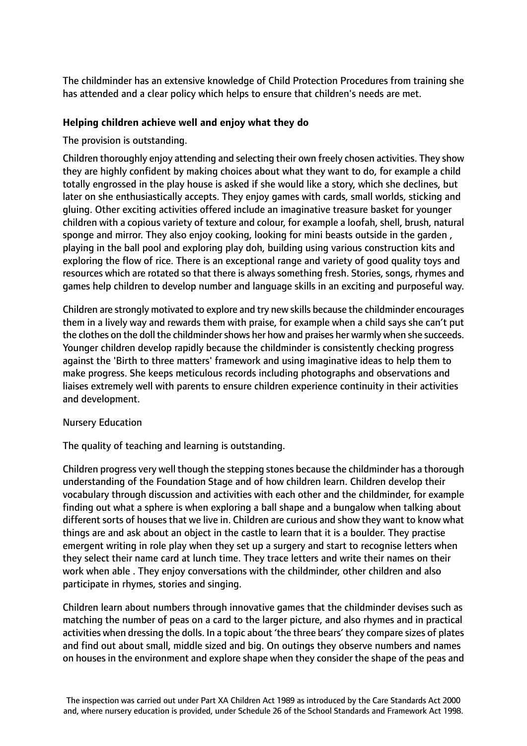The childminder has an extensive knowledge of Child Protection Procedures from training she has attended and a clear policy which helps to ensure that children's needs are met.

**Helping children achieve well and enjoy what they do**

The provision is outstanding.

Children thoroughly enjoy attending and selecting their own freely chosen activities. They show they are highly confident by making choices about what they want to do, for example a child totally engrossed in the play house is asked if she would like a story, which she declines, but later on she enthusiastically accepts. They enjoy games with cards, small worlds, sticking and gluing. Other exciting activities offered include an imaginative treasure basket for younger children with a copious variety of texture and colour, for example a loofah, shell, brush, natural sponge and mirror. They also enjoy cooking, looking for mini beasts outside in the garden , playing in the ball pool and exploring play doh, building using various construction kits and exploring the flow of rice. There is an exceptional range and variety of good quality toys and resources which are rotated so that there is always something fresh. Stories, songs, rhymes and games help children to develop number and language skills in an exciting and purposeful way.

Children are strongly motivated to explore and try new skills because the childminder encourages them in a lively way and rewards them with praise, for example when a child says she can't put the clothes on the doll the childminder shows her how and praises her warmly when she succeeds. Younger children develop rapidly because the childminder is consistently checking progress against the 'Birth to three matters' framework and using imaginative ideas to help them to make progress. She keeps meticulous records including photographs and observations and liaises extremely well with parents to ensure children experience continuity in their activities and development.

Nursery Education

The quality of teaching and learning is outstanding.

Children progress very well though the stepping stones because the childminder has a thorough understanding of the Foundation Stage and of how children learn. Children develop their vocabulary through discussion and activities with each other and the childminder, for example finding out what a sphere is when exploring a ball shape and a bungalow when talking about different sorts of houses that we live in. Children are curious and show they want to know what things are and ask about an object in the castle to learn that it is a boulder. They practise emergent writing in role play when they set up a surgery and start to recognise letters when they select their name card at lunch time. They trace letters and write their names on their work when able . They enjoy conversations with the childminder, other children and also participate in rhymes, stories and singing.

Children learn about numbers through innovative games that the childminder devises such as matching the number of peas on a card to the larger picture, and also rhymes and in practical activities when dressing the dolls. In a topic about 'the three bears' they compare sizes of plates and find out about small, middle sized and big. On outings they observe numbers and names on houses in the environment and explore shape when they consider the shape of the peas and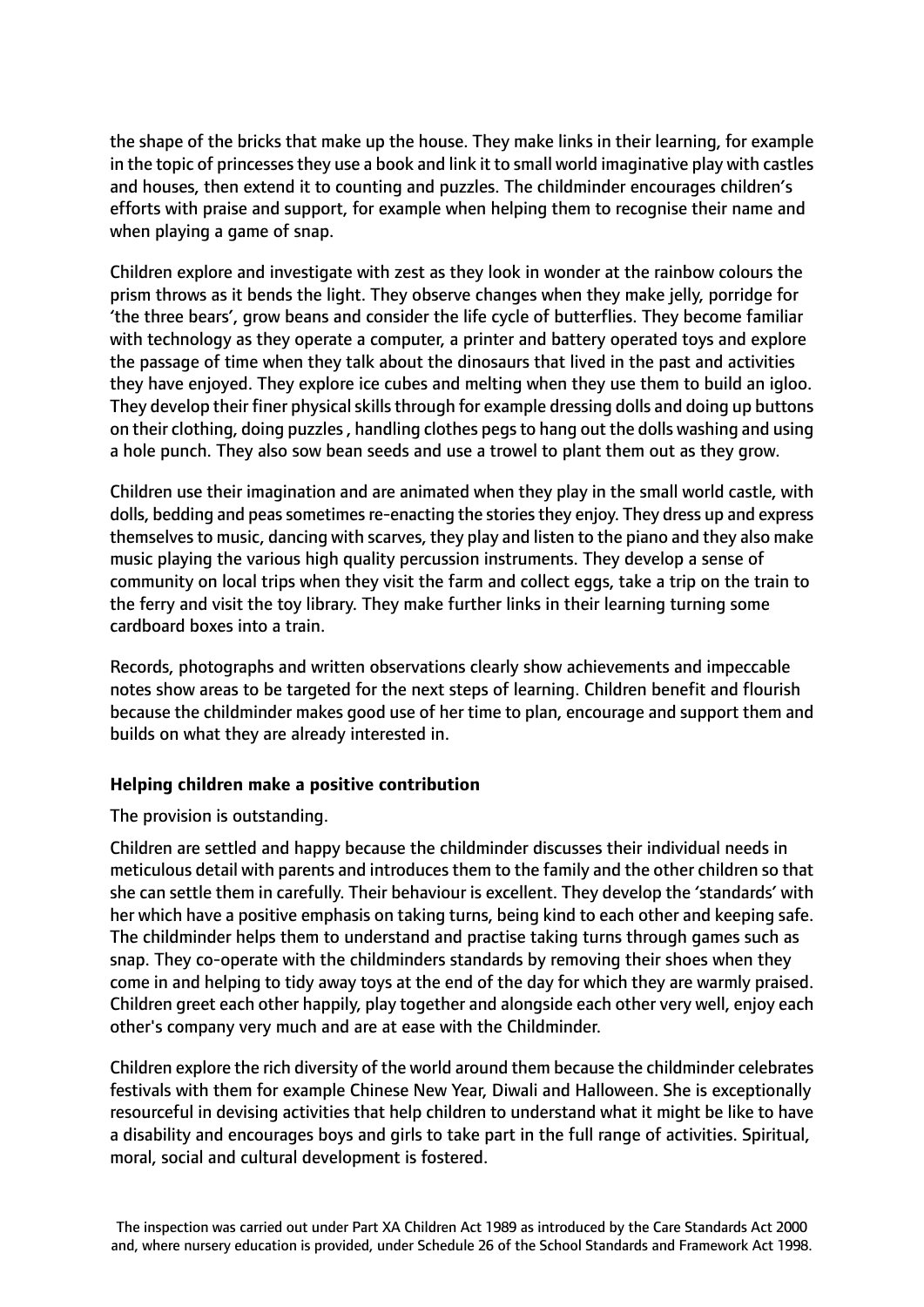the shape of the bricks that make up the house. They make links in their learning, for example in the topic of princesses they use a book and link it to small world imaginative play with castles and houses, then extend it to counting and puzzles. The childminder encourages children's efforts with praise and support, for example when helping them to recognise their name and when playing a game of snap.

Children explore and investigate with zest as they look in wonder at the rainbow colours the prism throws as it bends the light. They observe changes when they make jelly, porridge for 'the three bears', grow beans and consider the life cycle of butterflies. They become familiar with technology as they operate a computer, a printer and battery operated toys and explore the passage of time when they talk about the dinosaurs that lived in the past and activities they have enjoyed. They explore ice cubes and melting when they use them to build an igloo. They develop their finer physical skills through for example dressing dolls and doing up buttons on their clothing, doing puzzles , handling clothes pegs to hang out the dolls washing and using a hole punch. They also sow bean seeds and use a trowel to plant them out as they grow.

Children use their imagination and are animated when they play in the small world castle, with dolls, bedding and peas sometimes re-enacting the stories they enjoy. They dress up and express themselves to music, dancing with scarves, they play and listen to the piano and they also make music playing the various high quality percussion instruments. They develop a sense of community on local trips when they visit the farm and collect eggs, take a trip on the train to the ferry and visit the toy library. They make further links in their learning turning some cardboard boxes into a train.

Records, photographs and written observations clearly show achievements and impeccable notes show areas to be targeted for the next steps of learning. Children benefit and flourish because the childminder makes good use of her time to plan, encourage and support them and builds on what they are already interested in.

**Helping children make a positive contribution**

The provision is outstanding.

Children are settled and happy because the childminder discusses their individual needs in meticulous detail with parents and introduces them to the family and the other children so that she can settle them in carefully. Their behaviour is excellent. They develop the 'standards' with her which have a positive emphasis on taking turns, being kind to each other and keeping safe. The childminder helps them to understand and practise taking turns through games such as snap. They co-operate with the childminders standards by removing their shoes when they come in and helping to tidy away toys at the end of the day for which they are warmly praised. Children greet each other happily, play together and alongside each other very well, enjoy each other's company very much and are at ease with the Childminder.

Children explore the rich diversity of the world around them because the childminder celebrates festivals with them for example Chinese New Year, Diwali and Halloween. She is exceptionally resourceful in devising activities that help children to understand what it might be like to have a disability and encourages boys and girls to take part in the full range of activities. Spiritual, moral, social and cultural development is fostered.

The inspection was carried out under Part XA Children Act 1989 as introduced by the Care Standards Act 2000 and, where nursery education is provided, under Schedule 26 of the School Standards and Framework Act 1998.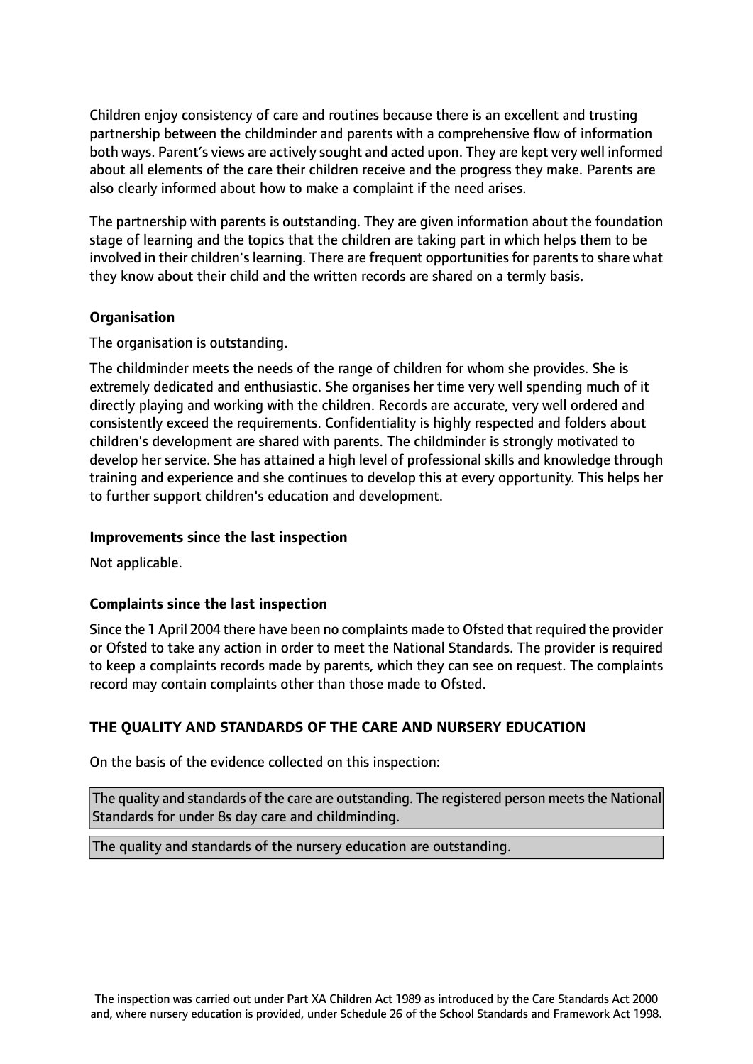Children enjoy consistency of care and routines because there is an excellent and trusting partnership between the childminder and parents with a comprehensive flow of information both ways. Parent's views are actively sought and acted upon. They are kept very well informed about all elements of the care their children receive and the progress they make. Parents are also clearly informed about how to make a complaint if the need arises.

The partnership with parents is outstanding. They are given information about the foundation stage of learning and the topics that the children are taking part in which helps them to be involved in their children's learning. There are frequent opportunities for parents to share what they know about their child and the written records are shared on a termly basis.

**Organisation**

The organisation is outstanding.

The childminder meets the needs of the range of children for whom she provides. She is extremely dedicated and enthusiastic. She organises her time very well spending much of it directly playing and working with the children. Records are accurate, very well ordered and consistently exceed the requirements. Confidentiality is highly respected and folders about children's development are shared with parents. The childminder is strongly motivated to develop her service. She has attained a high level of professional skills and knowledge through training and experience and she continues to develop this at every opportunity. This helps her to further support children's education and development.

**Improvements since the last inspection**

Not applicable.

**Complaints since the last inspection**

Since the 1 April 2004 there have been no complaints made to Ofsted that required the provider or Ofsted to take any action in order to meet the National Standards. The provider is required to keep a complaints records made by parents, which they can see on request. The complaints record may contain complaints other than those made to Ofsted.

**THE QUALITY AND STANDARDS OF THE CARE AND NURSERY EDUCATION**

On the basis of the evidence collected on this inspection:

The quality and standards of the care are outstanding. The registered person meets the National Standards for under 8s day care and childminding.

The quality and standards of the nursery education are outstanding.

The inspection was carried out under Part XA Children Act 1989 as introduced by the Care Standards Act 2000 and, where nursery education is provided, under Schedule 26 of the School Standards and Framework Act 1998.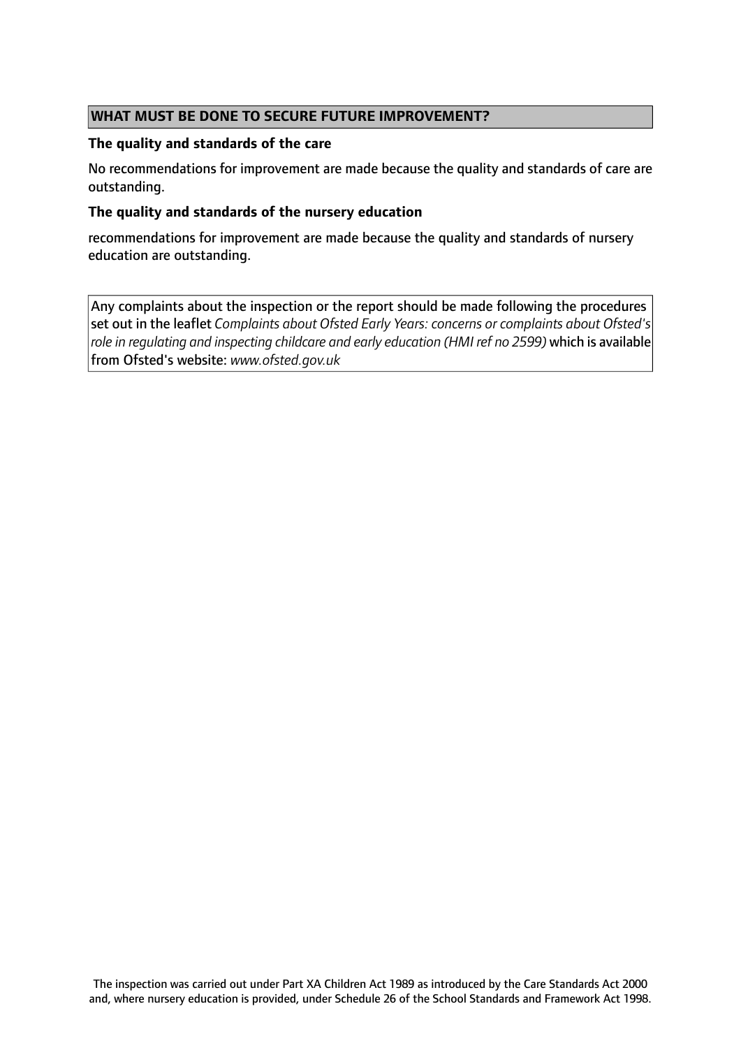## WHAT MUST BE DONE TO SECURE FUTURE IMPROVEMENT?

**The quality and standards of the care**

No recommendations for improvement are made because the quality and standards of care are outstanding.

**The quality and standards of the nursery education**

recommendations for improvement are made because the quality and standards of nursery education are outstanding.

Any complaints about the inspection or the report should be made following the procedures set out in the leaflet *Complaints about Ofsted Early Years: concerns or complaints about Ofsted's role in regulating and inspecting childcare and early education (HMI ref no 2599)* which is available from Ofsted's website: *www.ofsted.gov.uk*

The inspection was carried out under Part XA Children Act 1989 as introduced by the Care Standards Act 2000 and, where nursery education is provided, under Schedule 26 of the School Standards and Framework Act 1998.